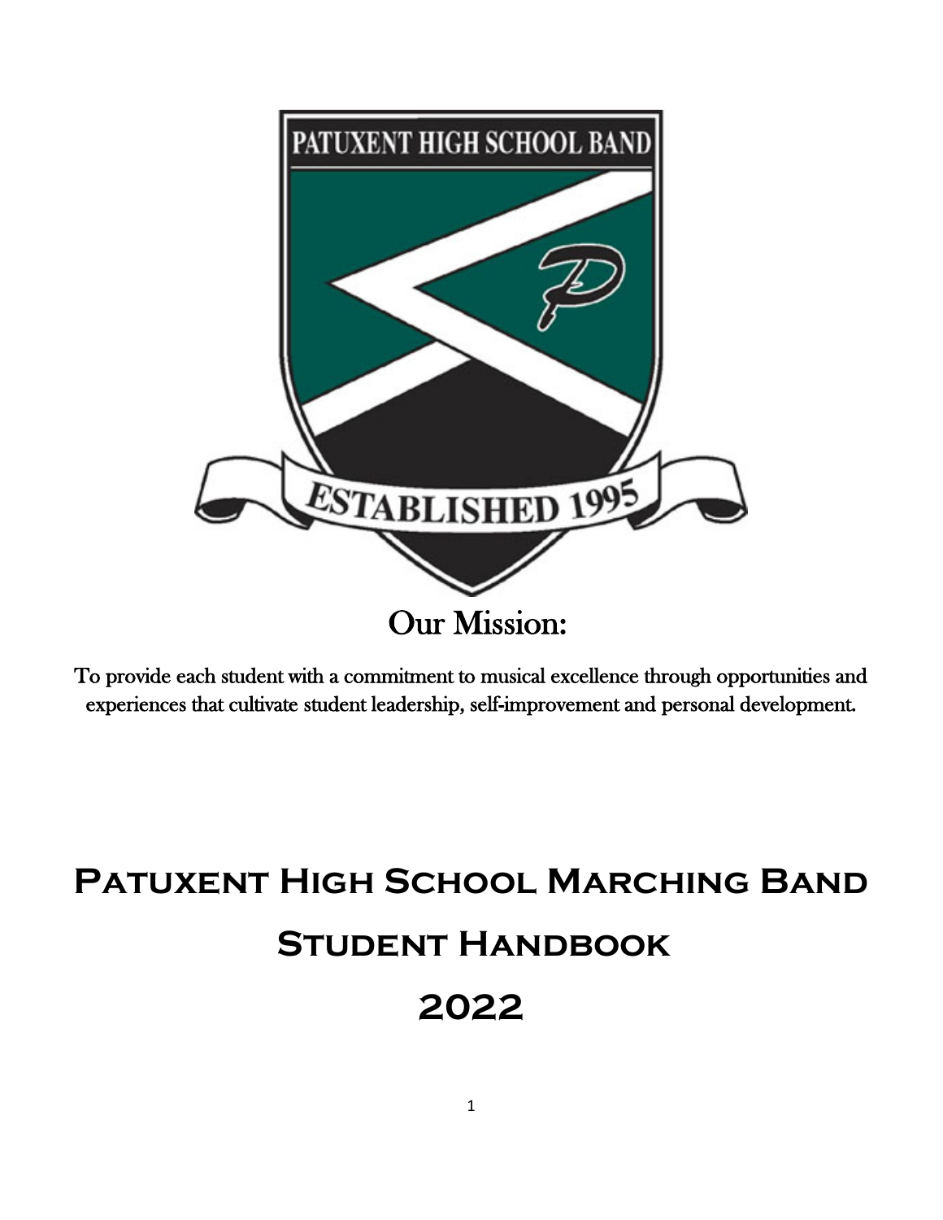# Our Mission:

To provide each student with a commitment to musical excellence through opportunities and experiences that cultivate student leadership, self-improvement and personal development.

# Patuxent High School Marching Band

# Student Handbook

# 2022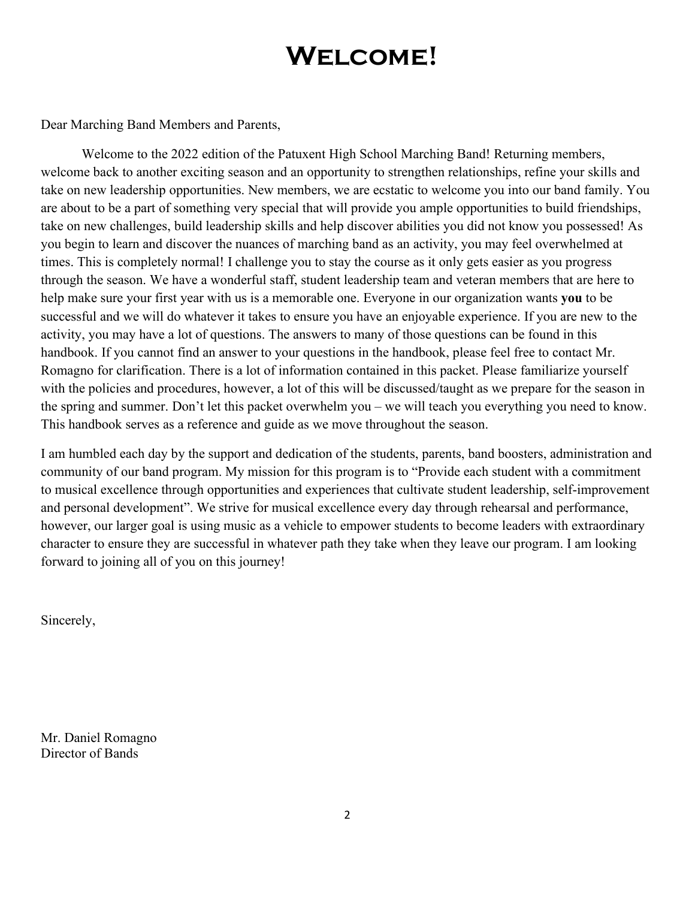# Welcome!

Dear Marching Band Members and Parents,

Welcome to the 2022 edition of the Patuxent High School Marching Band! Returning members, welcome back to another exciting season and an opportunity to strengthen relationships, refine your skills and take on new leadership opportunities. New members, we are ecstatic to welcome you into our band family. You are about to be a part of something very special that will provide you ample opportunities to build friendships, take on new challenges, build leadership skills and help discover abilities you did not know you possessed! As you begin to learn and discover the nuances of marching band as an activity, you may feel overwhelmed at times. This is completely normal! I challenge you to stay the course as it only gets easier as you progress through the season. We have a wonderful staff, student leadership team and veteran members that are here to help make sure your first year with us is a memorable one. Everyone in our organization wants **you** to be successful and we will do whatever it takes to ensure you have an enjoyable experience. If you are new to the activity, you may have a lot of questions. The answers to many of those questions can be found in this handbook. If you cannot find an answer to your questions in the handbook, please feel free to contact Mr. Romagno for clarification. There is a lot of information contained in this packet. Please familiarize yourself with the policies and procedures, however, a lot of this will be discussed/taught as we prepare for the season in the spring and summer. Don't let this packet overwhelm you – we will teach you everything you need to know. This handbook serves as a reference and guide as we move throughout the season.

I am humbled each day by the support and dedication of the students, parents, band boosters, administration and community of our band program. My mission for this program is to "Provide each student with a commitment to musical excellence through opportunities and experiences that cultivate student leadership, self-improvement and personal development". We strive for musical excellence every day through rehearsal and performance, however, our larger goal is using music as a vehicle to empower students to become leaders with extraordinary character to ensure they are successful in whatever path they take when they leave our program. I am looking forward to joining all of you on this journey!

Sincerely,

Mr. Daniel Romagno
Director of Bands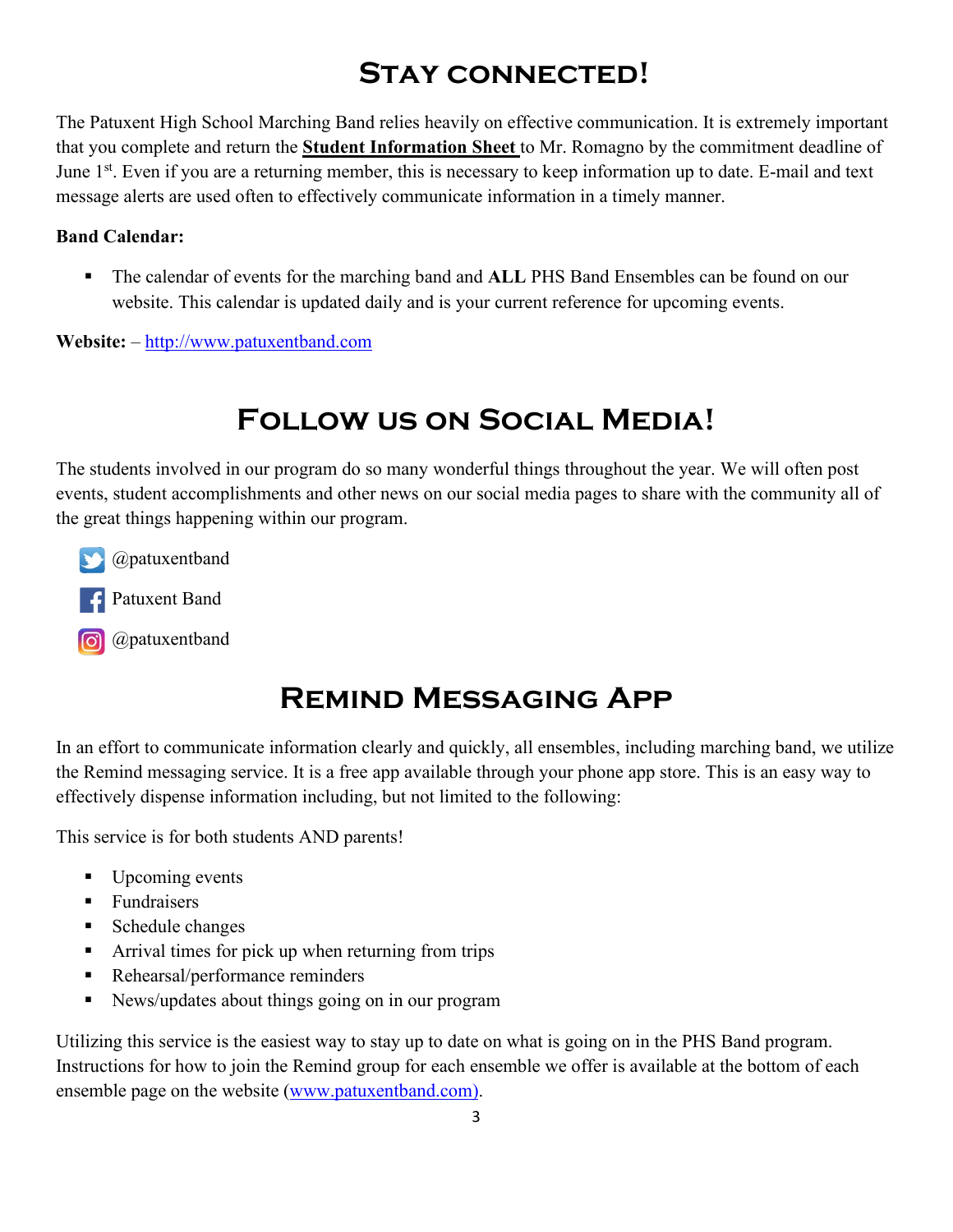# Stay connected!

The Patuxent High School Marching Band relies heavily on effective communication. It is extremely important that you complete and return the **Student Information Sheet** to Mr. Romagno by the commitment deadline of June 1st. Even if you are a returning member, this is necessary to keep information up to date. E-mail and text message alerts are used often to effectively communicate information in a timely manner.

**Band Calendar:**

- The calendar of events for the marching band and **ALL** PHS Band Ensembles can be found on our website. This calendar is updated daily and is your current reference for upcoming events.

**Website:** – http://www.patuxentband.com

# Follow us on Social Media!

The students involved in our program do so many wonderful things throughout the year. We will often post events, student accomplishments and other news on our social media pages to share with the community all of the great things happening within our program.

- Twitter: @patuxentband
- Facebook: Patuxent Band
- Instagram: @patuxentband

# Remind Messaging App

In an effort to communicate information clearly and quickly, all ensembles, including marching band, we utilize the Remind messaging service. It is a free app available through your phone app store. This is an easy way to effectively dispense information including, but not limited to the following:

This service is for both students AND parents!

- Upcoming events
- Fundraisers
- Schedule changes
- Arrival times for pick up when returning from trips
- Rehearsal/performance reminders
- News/updates about things going on in our program

Utilizing this service is the easiest way to stay up to date on what is going on in the PHS Band program. Instructions for how to join the Remind group for each ensemble we offer is available at the bottom of each ensemble page on the website (www.patuxentband.com).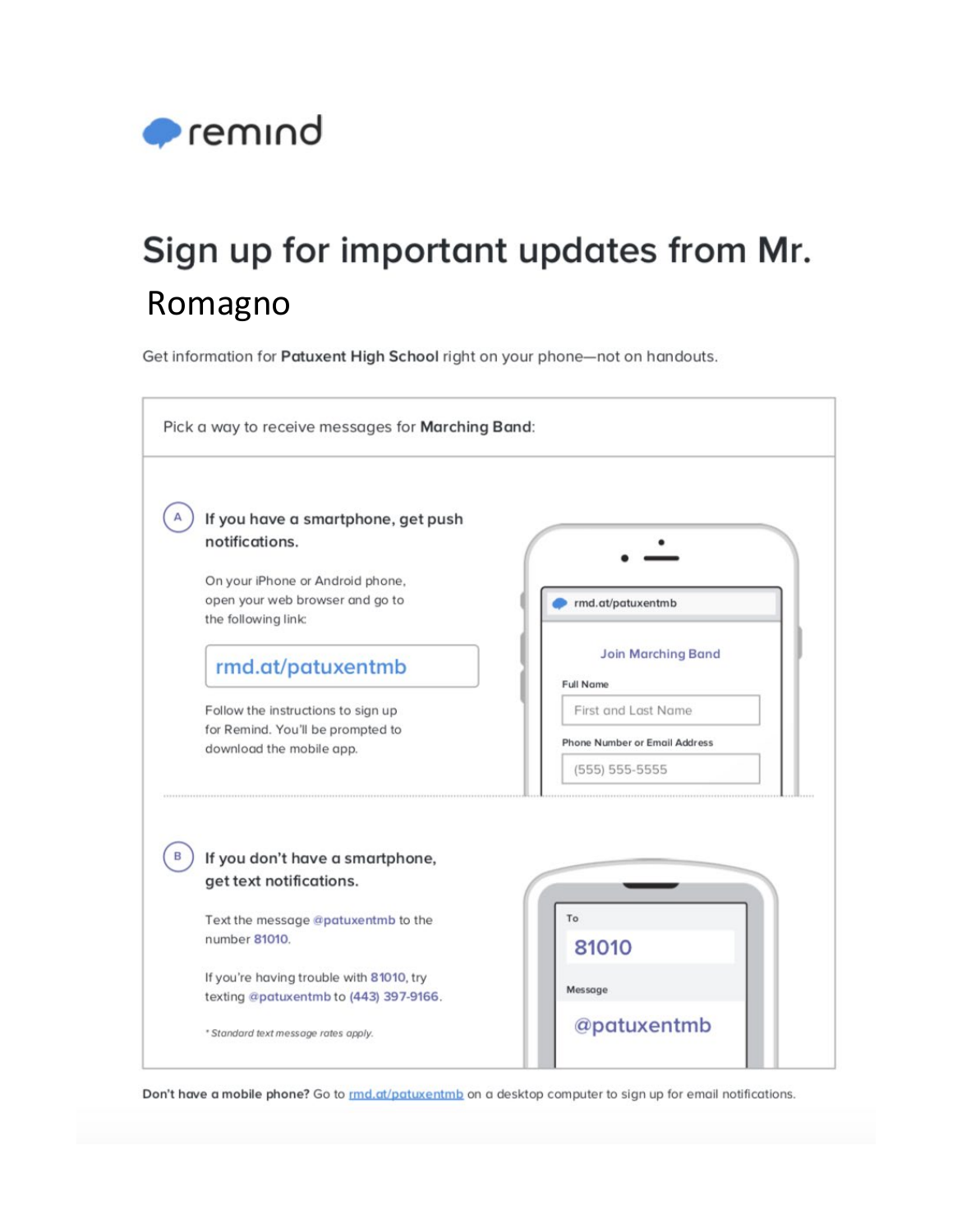remind

# Sign up for important updates from Mr. Romagno

Get information for **Patuxent High School** right on your phone—not on handouts.

Pick a way to receive messages for **Marching Band**:

**A** **If you have a smartphone, get push notifications.**

On your iPhone or Android phone, open your web browser and go to the following link:

rmd.at/patuxentmb

Follow the instructions to sign up for Remind. You'll be prompted to download the mobile app.

rmd.at/patuxentmb

Join Marching Band

Full Name

First and Last Name

Phone Number or Email Address

(555) 555-5555

**B** **If you don't have a smartphone, get text notifications.**

Text the message @patuxentmb to the number 81010.

If you're having trouble with 81010, try texting @patuxentmb to (443) 397-9166.

*\* Standard text message rates apply.*

To

81010

Message

@patuxentmb

**Don't have a mobile phone?** Go to rmd.at/patuxentmb on a desktop computer to sign up for email notifications.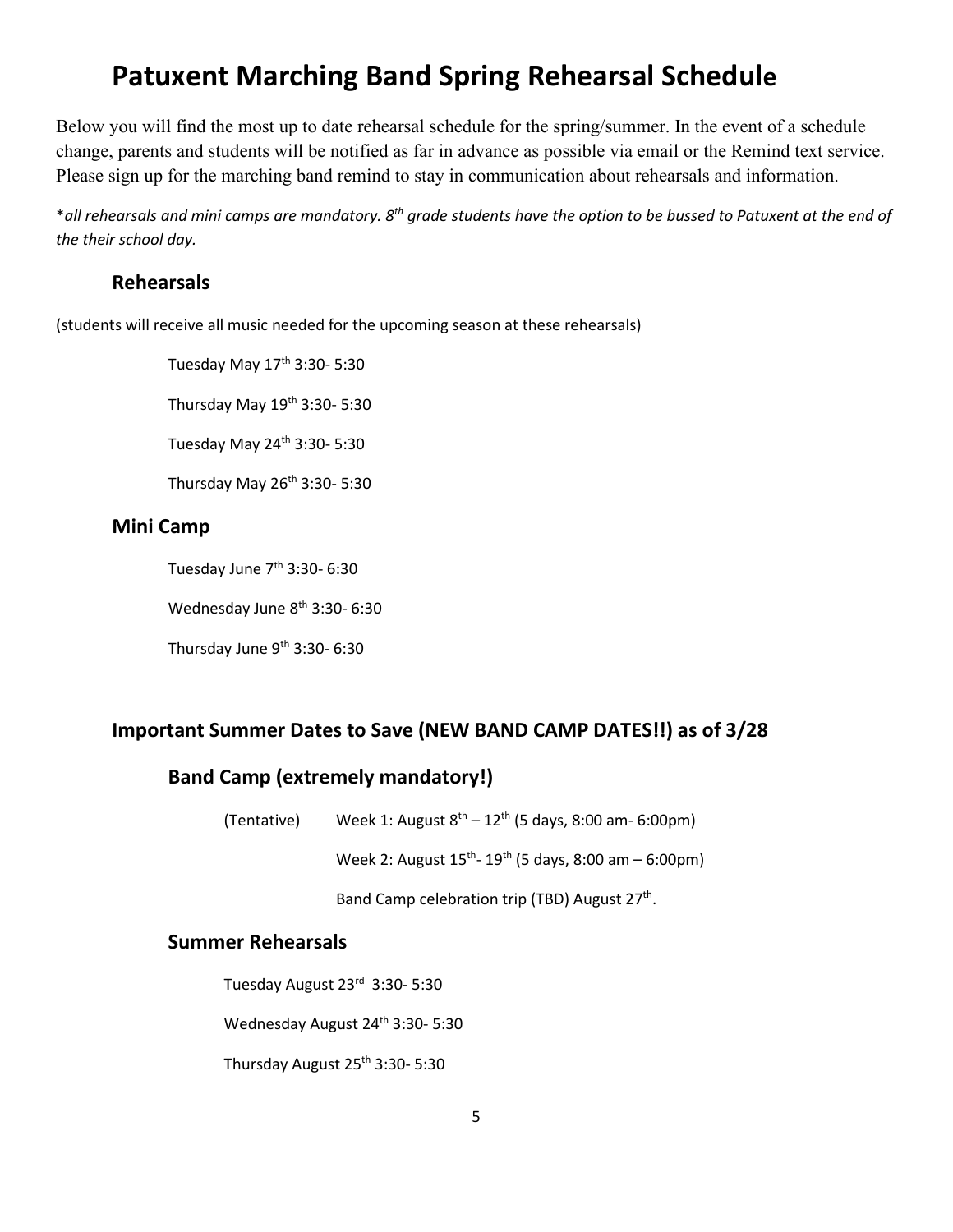# Patuxent Marching Band Spring Rehearsal Schedule

Below you will find the most up to date rehearsal schedule for the spring/summer. In the event of a schedule change, parents and students will be notified as far in advance as possible via email or the Remind text service. Please sign up for the marching band remind to stay in communication about rehearsals and information.

**all rehearsals and mini camps are mandatory. 8th grade students have the option to be bussed to Patuxent at the end of the their school day.*

## Rehearsals

(students will receive all music needed for the upcoming season at these rehearsals)

Tuesday May 17th 3:30- 5:30

Thursday May 19th 3:30- 5:30

Tuesday May 24th 3:30- 5:30

Thursday May 26th 3:30- 5:30

## Mini Camp

Tuesday June 7th 3:30- 6:30

Wednesday June 8th 3:30- 6:30

Thursday June 9th 3:30- 6:30

## Important Summer Dates to Save (NEW BAND CAMP DATES!!) as of 3/28

### Band Camp (extremely mandatory!)

(Tentative) Week 1: August 8th – 12th (5 days, 8:00 am- 6:00pm)

Week 2: August 15th- 19th (5 days, 8:00 am – 6:00pm)

Band Camp celebration trip (TBD) August 27th.

### Summer Rehearsals

Tuesday August 23rd 3:30- 5:30

Wednesday August 24th 3:30- 5:30

Thursday August 25th 3:30- 5:30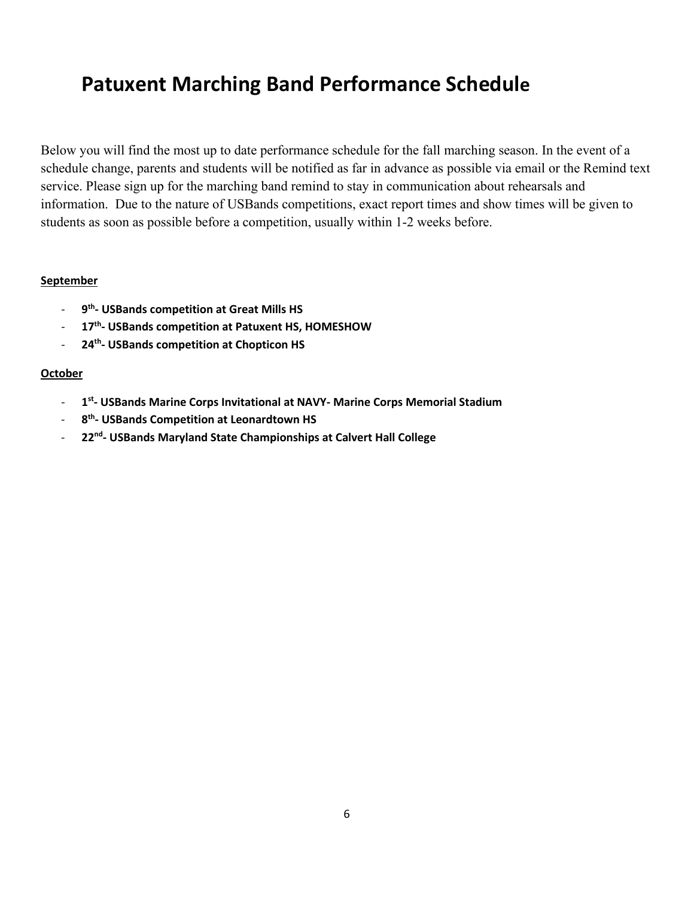# Patuxent Marching Band Performance Schedule

Below you will find the most up to date performance schedule for the fall marching season. In the event of a schedule change, parents and students will be notified as far in advance as possible via email or the Remind text service. Please sign up for the marching band remind to stay in communication about rehearsals and information. Due to the nature of USBands competitions, exact report times and show times will be given to students as soon as possible before a competition, usually within 1-2 weeks before.

**September**

- **9th- USBands competition at Great Mills HS**
- **17th- USBands competition at Patuxent HS, HOMESHOW**
- **24th- USBands competition at Chopticon HS**

**October**

- **1st- USBands Marine Corps Invitational at NAVY- Marine Corps Memorial Stadium**
- **8th- USBands Competition at Leonardtown HS**
- **22nd- USBands Maryland State Championships at Calvert Hall College**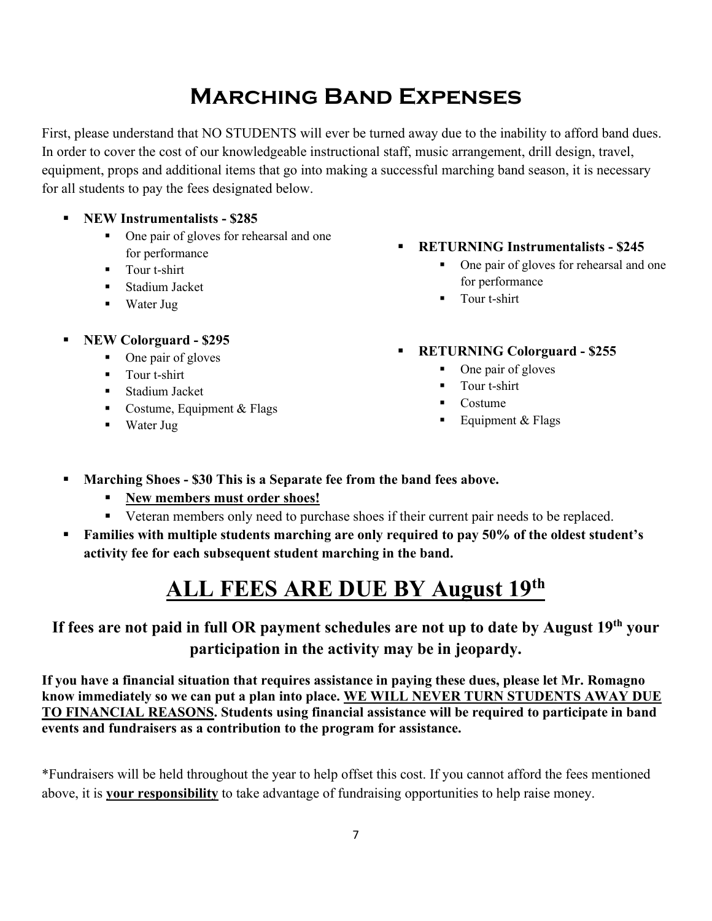# Marching Band Expenses

First, please understand that NO STUDENTS will ever be turned away due to the inability to afford band dues. In order to cover the cost of our knowledgeable instructional staff, music arrangement, drill design, travel, equipment, props and additional items that go into making a successful marching band season, it is necessary for all students to pay the fees designated below.

- **NEW Instrumentalists - $285**
  - One pair of gloves for rehearsal and one for performance
  - Tour t-shirt
  - Stadium Jacket
  - Water Jug
- **RETURNING Instrumentalists - $245**
  - One pair of gloves for rehearsal and one for performance
  - Tour t-shirt
- **NEW Colorguard - $295**
  - One pair of gloves
  - Tour t-shirt
  - Stadium Jacket
  - Costume, Equipment & Flags
  - Water Jug
- **RETURNING Colorguard - $255**
  - One pair of gloves
  - Tour t-shirt
  - Costume
  - Equipment & Flags

- **Marching Shoes - $30 This is a Separate fee from the band fees above.**
  - <u>**New members must order shoes!**</u>
  - Veteran members only need to purchase shoes if their current pair needs to be replaced.
- **Families with multiple students marching are only required to pay 50% of the oldest student's activity fee for each subsequent student marching in the band.**

# <u>ALL FEES ARE DUE BY August 19th</u>

### If fees are not paid in full OR payment schedules are not up to date by August 19th your participation in the activity may be in jeopardy.

**If you have a financial situation that requires assistance in paying these dues, please let Mr. Romagno know immediately so we can put a plan into place. <u>WE WILL NEVER TURN STUDENTS AWAY DUE TO FINANCIAL REASONS</u>. Students using financial assistance will be required to participate in band events and fundraisers as a contribution to the program for assistance.**

*Fundraisers will be held throughout the year to help offset this cost. If you cannot afford the fees mentioned above, it is <u>**your responsibility**</u> to take advantage of fundraising opportunities to help raise money.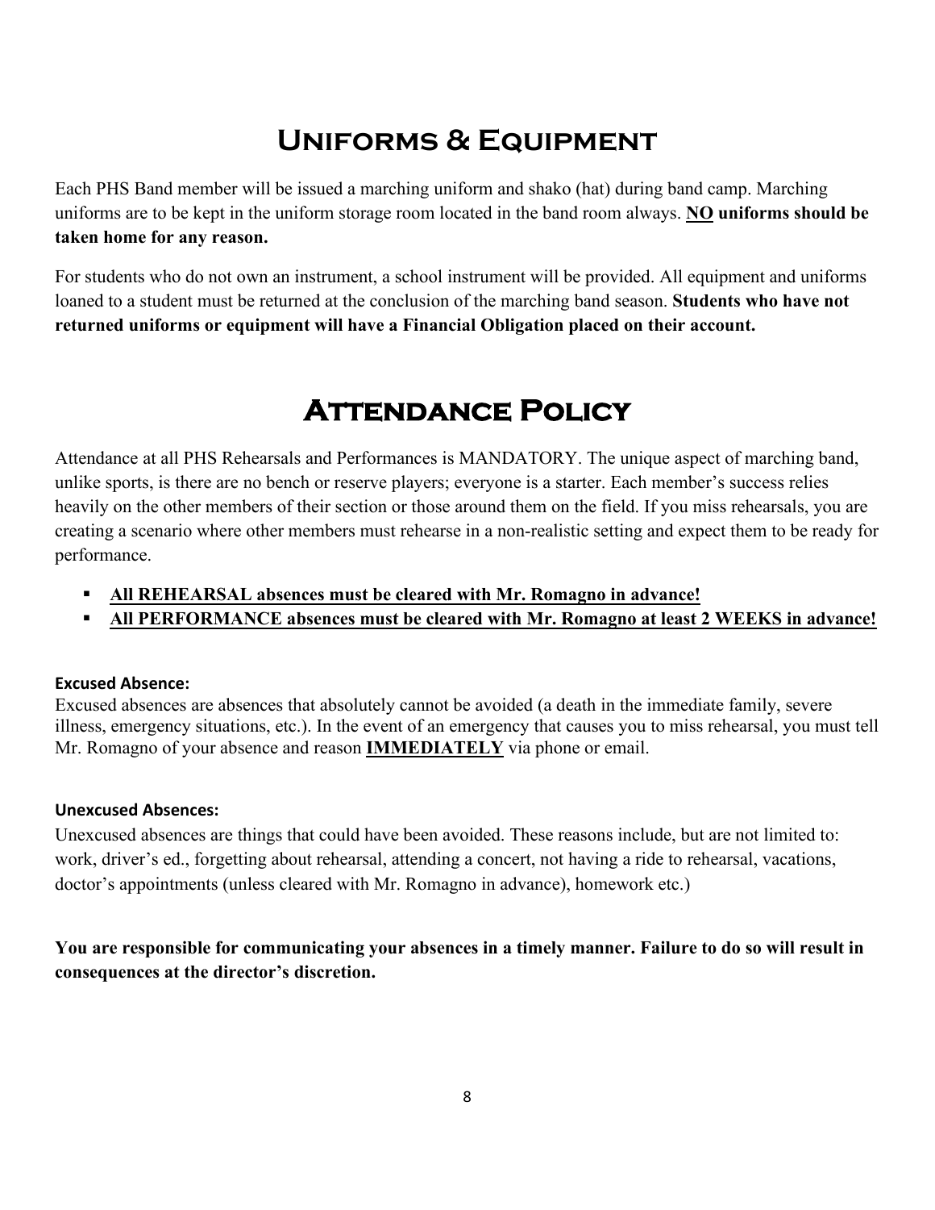# Uniforms & Equipment

Each PHS Band member will be issued a marching uniform and shako (hat) during band camp. Marching uniforms are to be kept in the uniform storage room located in the band room always. **NO uniforms should be taken home for any reason.**

For students who do not own an instrument, a school instrument will be provided. All equipment and uniforms loaned to a student must be returned at the conclusion of the marching band season. **Students who have not returned uniforms or equipment will have a Financial Obligation placed on their account.**

# Attendance Policy

Attendance at all PHS Rehearsals and Performances is MANDATORY. The unique aspect of marching band, unlike sports, is there are no bench or reserve players; everyone is a starter. Each member's success relies heavily on the other members of their section or those around them on the field. If you miss rehearsals, you are creating a scenario where other members must rehearse in a non-realistic setting and expect them to be ready for performance.

- **All REHEARSAL absences must be cleared with Mr. Romagno in advance!**
- **All PERFORMANCE absences must be cleared with Mr. Romagno at least 2 WEEKS in advance!**

**Excused Absence:**
Excused absences are absences that absolutely cannot be avoided (a death in the immediate family, severe illness, emergency situations, etc.). In the event of an emergency that causes you to miss rehearsal, you must tell Mr. Romagno of your absence and reason **IMMEDIATELY** via phone or email.

**Unexcused Absences:**
Unexcused absences are things that could have been avoided. These reasons include, but are not limited to: work, driver's ed., forgetting about rehearsal, attending a concert, not having a ride to rehearsal, vacations, doctor's appointments (unless cleared with Mr. Romagno in advance), homework etc.)

**You are responsible for communicating your absences in a timely manner. Failure to do so will result in consequences at the director's discretion.**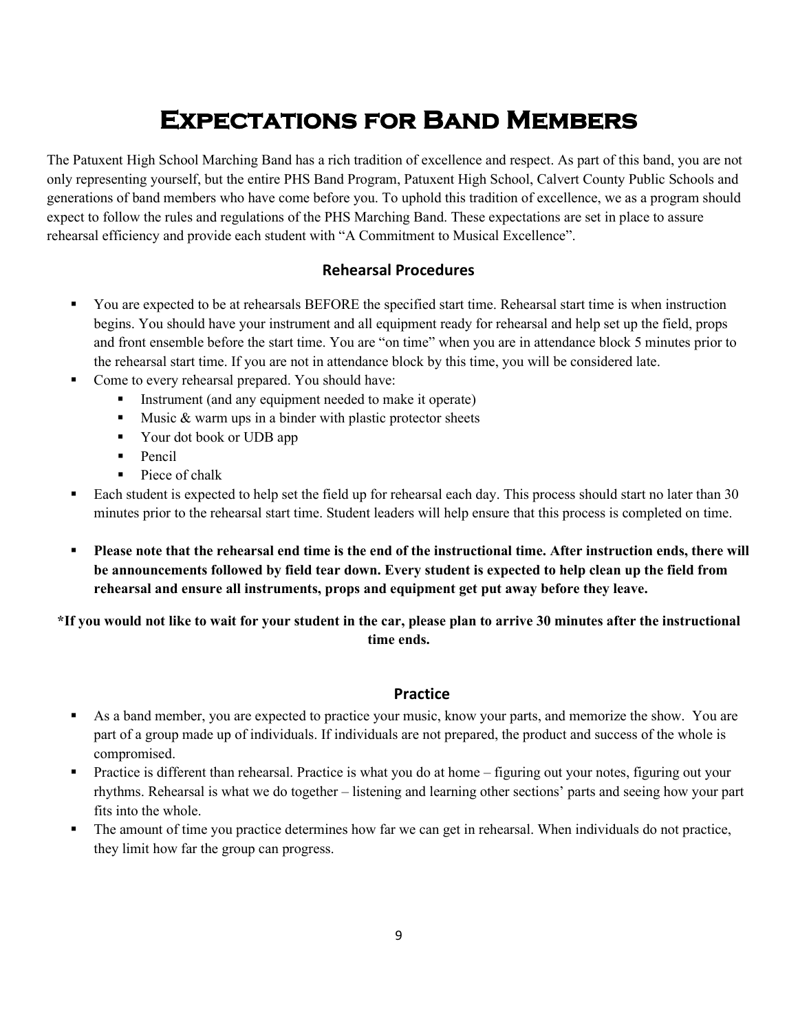# Expectations for Band Members

The Patuxent High School Marching Band has a rich tradition of excellence and respect. As part of this band, you are not only representing yourself, but the entire PHS Band Program, Patuxent High School, Calvert County Public Schools and generations of band members who have come before you. To uphold this tradition of excellence, we as a program should expect to follow the rules and regulations of the PHS Marching Band. These expectations are set in place to assure rehearsal efficiency and provide each student with "A Commitment to Musical Excellence".

## Rehearsal Procedures

- You are expected to be at rehearsals BEFORE the specified start time. Rehearsal start time is when instruction begins. You should have your instrument and all equipment ready for rehearsal and help set up the field, props and front ensemble before the start time. You are "on time" when you are in attendance block 5 minutes prior to the rehearsal start time. If you are not in attendance block by this time, you will be considered late.
- Come to every rehearsal prepared. You should have:
  - Instrument (and any equipment needed to make it operate)
  - Music & warm ups in a binder with plastic protector sheets
  - Your dot book or UDB app
  - Pencil
  - Piece of chalk
- Each student is expected to help set the field up for rehearsal each day. This process should start no later than 30 minutes prior to the rehearsal start time. Student leaders will help ensure that this process is completed on time.
- **Please note that the rehearsal end time is the end of the instructional time. After instruction ends, there will be announcements followed by field tear down. Every student is expected to help clean up the field from rehearsal and ensure all instruments, props and equipment get put away before they leave.**

**\*If you would not like to wait for your student in the car, please plan to arrive 30 minutes after the instructional time ends.**

## Practice

- As a band member, you are expected to practice your music, know your parts, and memorize the show. You are part of a group made up of individuals. If individuals are not prepared, the product and success of the whole is compromised.
- Practice is different than rehearsal. Practice is what you do at home – figuring out your notes, figuring out your rhythms. Rehearsal is what we do together – listening and learning other sections' parts and seeing how your part fits into the whole.
- The amount of time you practice determines how far we can get in rehearsal. When individuals do not practice, they limit how far the group can progress.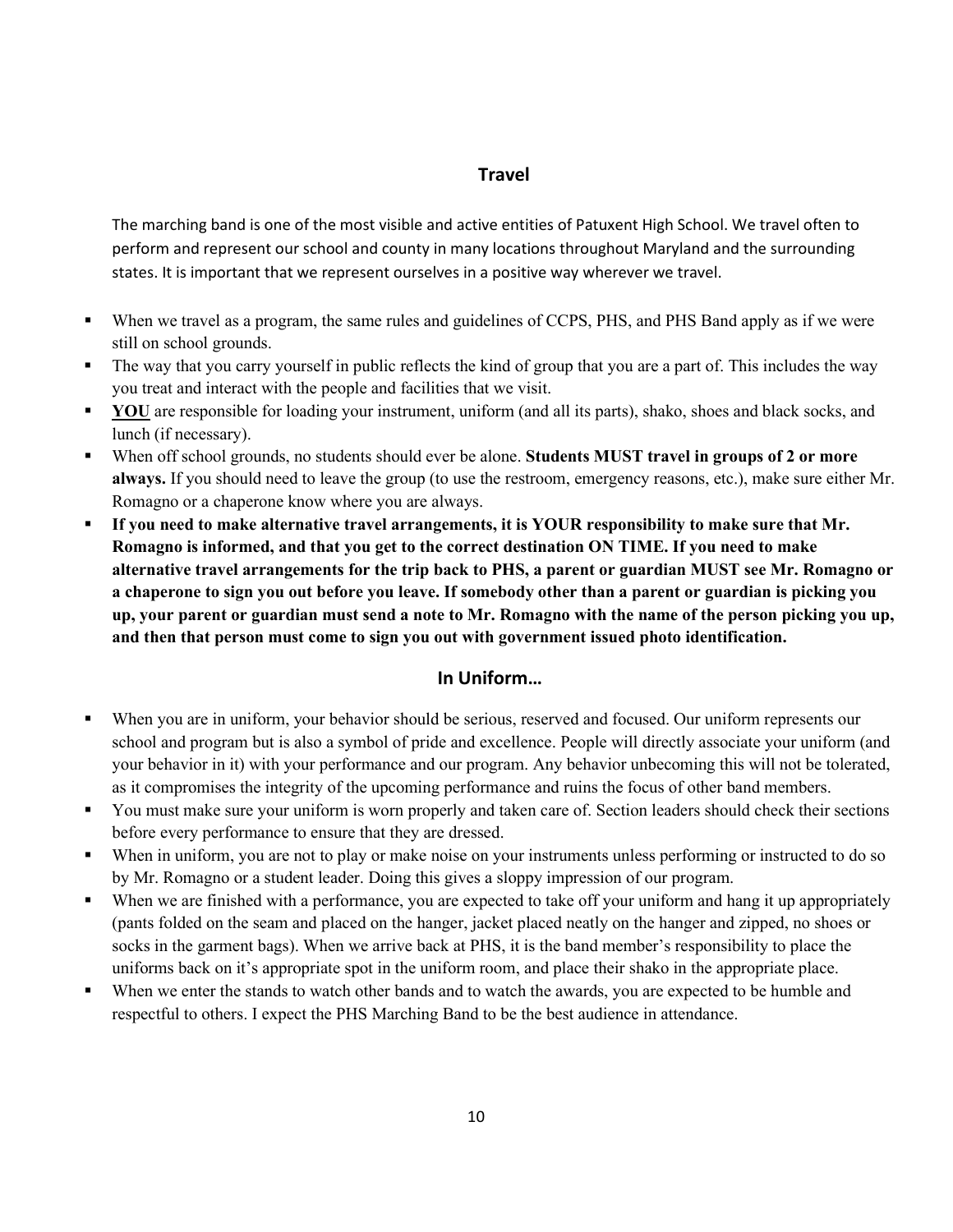## Travel

The marching band is one of the most visible and active entities of Patuxent High School. We travel often to perform and represent our school and county in many locations throughout Maryland and the surrounding states. It is important that we represent ourselves in a positive way wherever we travel.

- When we travel as a program, the same rules and guidelines of CCPS, PHS, and PHS Band apply as if we were still on school grounds.
- The way that you carry yourself in public reflects the kind of group that you are a part of. This includes the way you treat and interact with the people and facilities that we visit.
- **YOU** are responsible for loading your instrument, uniform (and all its parts), shako, shoes and black socks, and lunch (if necessary).
- When off school grounds, no students should ever be alone. **Students MUST travel in groups of 2 or more always.** If you should need to leave the group (to use the restroom, emergency reasons, etc.), make sure either Mr. Romagno or a chaperone know where you are always.
- **If you need to make alternative travel arrangements, it is YOUR responsibility to make sure that Mr. Romagno is informed, and that you get to the correct destination ON TIME. If you need to make alternative travel arrangements for the trip back to PHS, a parent or guardian MUST see Mr. Romagno or a chaperone to sign you out before you leave. If somebody other than a parent or guardian is picking you up, your parent or guardian must send a note to Mr. Romagno with the name of the person picking you up, and then that person must come to sign you out with government issued photo identification.**

## In Uniform…

- When you are in uniform, your behavior should be serious, reserved and focused. Our uniform represents our school and program but is also a symbol of pride and excellence. People will directly associate your uniform (and your behavior in it) with your performance and our program. Any behavior unbecoming this will not be tolerated, as it compromises the integrity of the upcoming performance and ruins the focus of other band members.
- You must make sure your uniform is worn properly and taken care of. Section leaders should check their sections before every performance to ensure that they are dressed.
- When in uniform, you are not to play or make noise on your instruments unless performing or instructed to do so by Mr. Romagno or a student leader. Doing this gives a sloppy impression of our program.
- When we are finished with a performance, you are expected to take off your uniform and hang it up appropriately (pants folded on the seam and placed on the hanger, jacket placed neatly on the hanger and zipped, no shoes or socks in the garment bags). When we arrive back at PHS, it is the band member's responsibility to place the uniforms back on it's appropriate spot in the uniform room, and place their shako in the appropriate place.
- When we enter the stands to watch other bands and to watch the awards, you are expected to be humble and respectful to others. I expect the PHS Marching Band to be the best audience in attendance.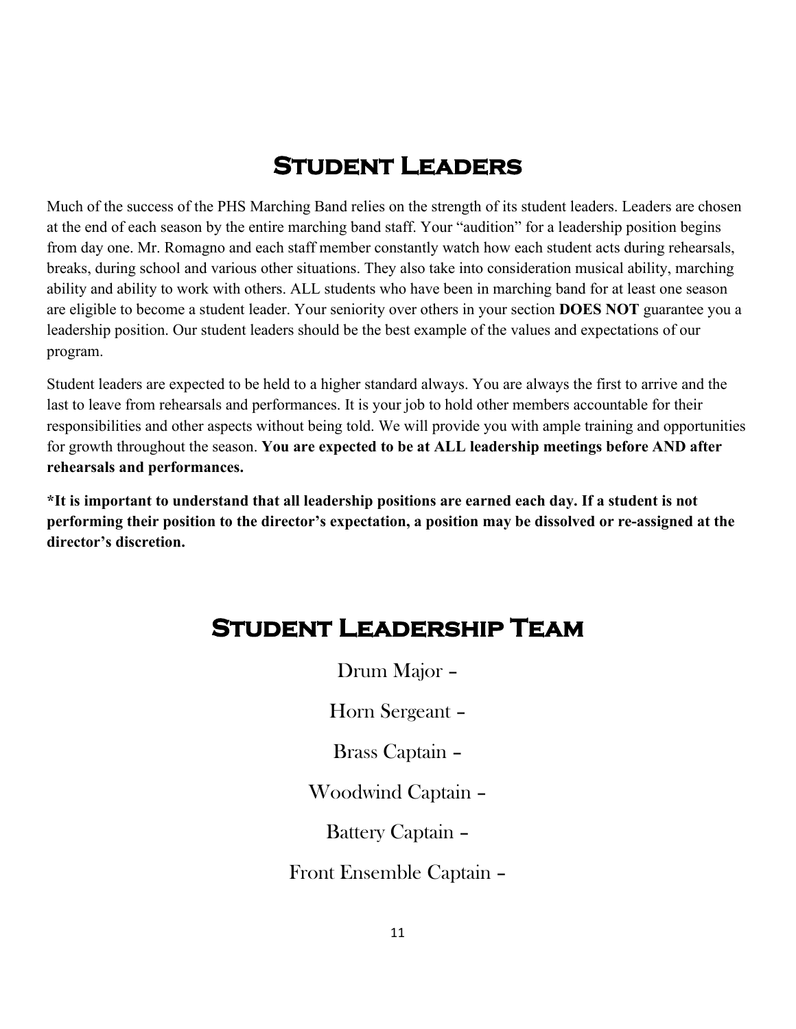# Student Leaders

Much of the success of the PHS Marching Band relies on the strength of its student leaders. Leaders are chosen at the end of each season by the entire marching band staff. Your "audition" for a leadership position begins from day one. Mr. Romagno and each staff member constantly watch how each student acts during rehearsals, breaks, during school and various other situations. They also take into consideration musical ability, marching ability and ability to work with others. ALL students who have been in marching band for at least one season are eligible to become a student leader. Your seniority over others in your section **DOES NOT** guarantee you a leadership position. Our student leaders should be the best example of the values and expectations of our program.

Student leaders are expected to be held to a higher standard always. You are always the first to arrive and the last to leave from rehearsals and performances. It is your job to hold other members accountable for their responsibilities and other aspects without being told. We will provide you with ample training and opportunities for growth throughout the season. **You are expected to be at ALL leadership meetings before AND after rehearsals and performances.**

**\*It is important to understand that all leadership positions are earned each day. If a student is not performing their position to the director's expectation, a position may be dissolved or re-assigned at the director's discretion.**

# Student Leadership Team

Drum Major –

Horn Sergeant –

Brass Captain –

Woodwind Captain –

Battery Captain –

Front Ensemble Captain –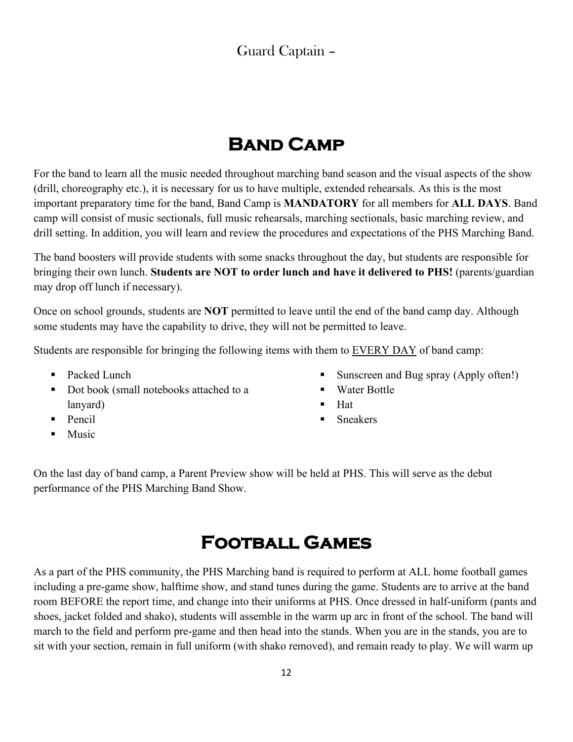Guard Captain -

# Band Camp

For the band to learn all the music needed throughout marching band season and the visual aspects of the show (drill, choreography etc.), it is necessary for us to have multiple, extended rehearsals. As this is the most important preparatory time for the band, Band Camp is **MANDATORY** for all members for **ALL DAYS**. Band camp will consist of music sectionals, full music rehearsals, marching sectionals, basic marching review, and drill setting. In addition, you will learn and review the procedures and expectations of the PHS Marching Band.

The band boosters will provide students with some snacks throughout the day, but students are responsible for bringing their own lunch. **Students are NOT to order lunch and have it delivered to PHS!** (parents/guardian may drop off lunch if necessary).

Once on school grounds, students are **NOT** permitted to leave until the end of the band camp day. Although some students may have the capability to drive, they will not be permitted to leave.

Students are responsible for bringing the following items with them to EVERY DAY of band camp:

- Packed Lunch
- Dot book (small notebooks attached to a lanyard)
- Pencil
- Music
- Sunscreen and Bug spray (Apply often!)
- Water Bottle
- Hat
- Sneakers

On the last day of band camp, a Parent Preview show will be held at PHS. This will serve as the debut performance of the PHS Marching Band Show.

# Football Games

As a part of the PHS community, the PHS Marching band is required to perform at ALL home football games including a pre-game show, halftime show, and stand tunes during the game. Students are to arrive at the band room BEFORE the report time, and change into their uniforms at PHS. Once dressed in half-uniform (pants and shoes, jacket folded and shako), students will assemble in the warm up arc in front of the school. The band will march to the field and perform pre-game and then head into the stands. When you are in the stands, you are to sit with your section, remain in full uniform (with shako removed), and remain ready to play. We will warm up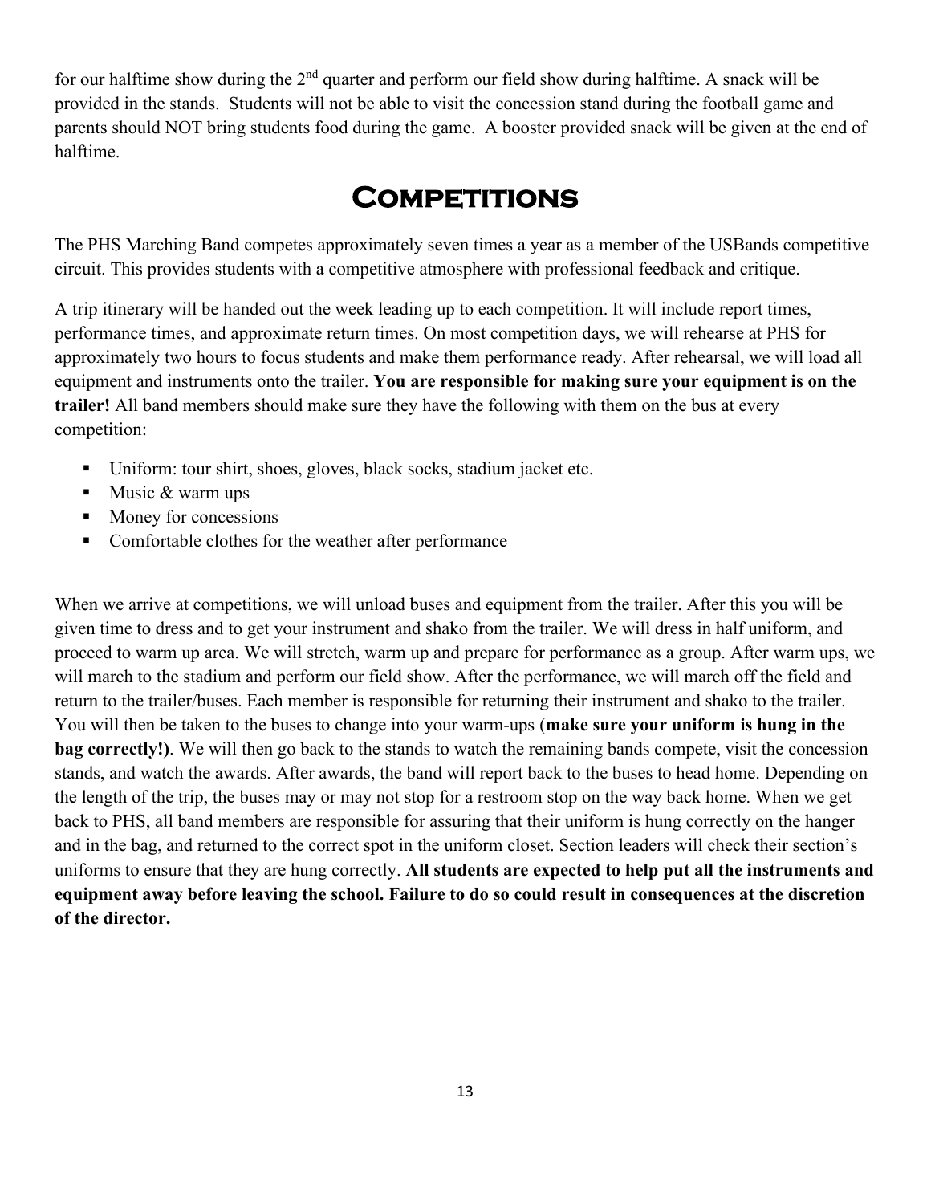for our halftime show during the 2nd quarter and perform our field show during halftime. A snack will be provided in the stands. Students will not be able to visit the concession stand during the football game and parents should NOT bring students food during the game. A booster provided snack will be given at the end of halftime.

# Competitions

The PHS Marching Band competes approximately seven times a year as a member of the USBands competitive circuit. This provides students with a competitive atmosphere with professional feedback and critique.

A trip itinerary will be handed out the week leading up to each competition. It will include report times, performance times, and approximate return times. On most competition days, we will rehearse at PHS for approximately two hours to focus students and make them performance ready. After rehearsal, we will load all equipment and instruments onto the trailer. **You are responsible for making sure your equipment is on the trailer!** All band members should make sure they have the following with them on the bus at every competition:

- Uniform: tour shirt, shoes, gloves, black socks, stadium jacket etc.
- Music & warm ups
- Money for concessions
- Comfortable clothes for the weather after performance

When we arrive at competitions, we will unload buses and equipment from the trailer. After this you will be given time to dress and to get your instrument and shako from the trailer. We will dress in half uniform, and proceed to warm up area. We will stretch, warm up and prepare for performance as a group. After warm ups, we will march to the stadium and perform our field show. After the performance, we will march off the field and return to the trailer/buses. Each member is responsible for returning their instrument and shako to the trailer. You will then be taken to the buses to change into your warm-ups (**make sure your uniform is hung in the bag correctly!)**. We will then go back to the stands to watch the remaining bands compete, visit the concession stands, and watch the awards. After awards, the band will report back to the buses to head home. Depending on the length of the trip, the buses may or may not stop for a restroom stop on the way back home. When we get back to PHS, all band members are responsible for assuring that their uniform is hung correctly on the hanger and in the bag, and returned to the correct spot in the uniform closet. Section leaders will check their section's uniforms to ensure that they are hung correctly. **All students are expected to help put all the instruments and equipment away before leaving the school. Failure to do so could result in consequences at the discretion of the director.**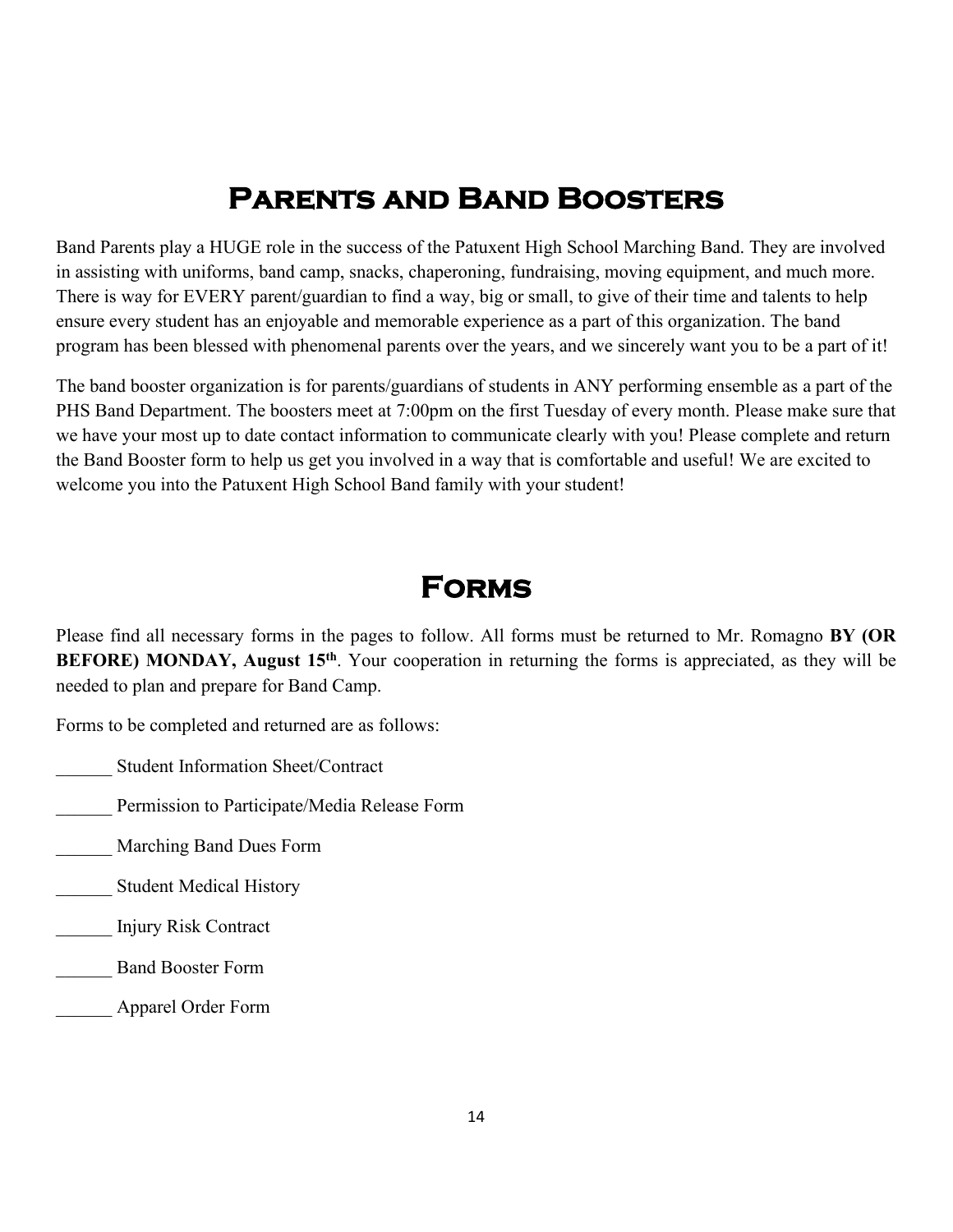# Parents and Band Boosters

Band Parents play a HUGE role in the success of the Patuxent High School Marching Band. They are involved in assisting with uniforms, band camp, snacks, chaperoning, fundraising, moving equipment, and much more. There is way for EVERY parent/guardian to find a way, big or small, to give of their time and talents to help ensure every student has an enjoyable and memorable experience as a part of this organization. The band program has been blessed with phenomenal parents over the years, and we sincerely want you to be a part of it!

The band booster organization is for parents/guardians of students in ANY performing ensemble as a part of the PHS Band Department. The boosters meet at 7:00pm on the first Tuesday of every month. Please make sure that we have your most up to date contact information to communicate clearly with you! Please complete and return the Band Booster form to help us get you involved in a way that is comfortable and useful! We are excited to welcome you into the Patuxent High School Band family with your student!

# Forms

Please find all necessary forms in the pages to follow. All forms must be returned to Mr. Romagno **BY (OR BEFORE) MONDAY, August 15th**. Your cooperation in returning the forms is appreciated, as they will be needed to plan and prepare for Band Camp.

Forms to be completed and returned are as follows:

______ Student Information Sheet/Contract

______ Permission to Participate/Media Release Form

______ Marching Band Dues Form

______ Student Medical History

______ Injury Risk Contract

______ Band Booster Form

______ Apparel Order Form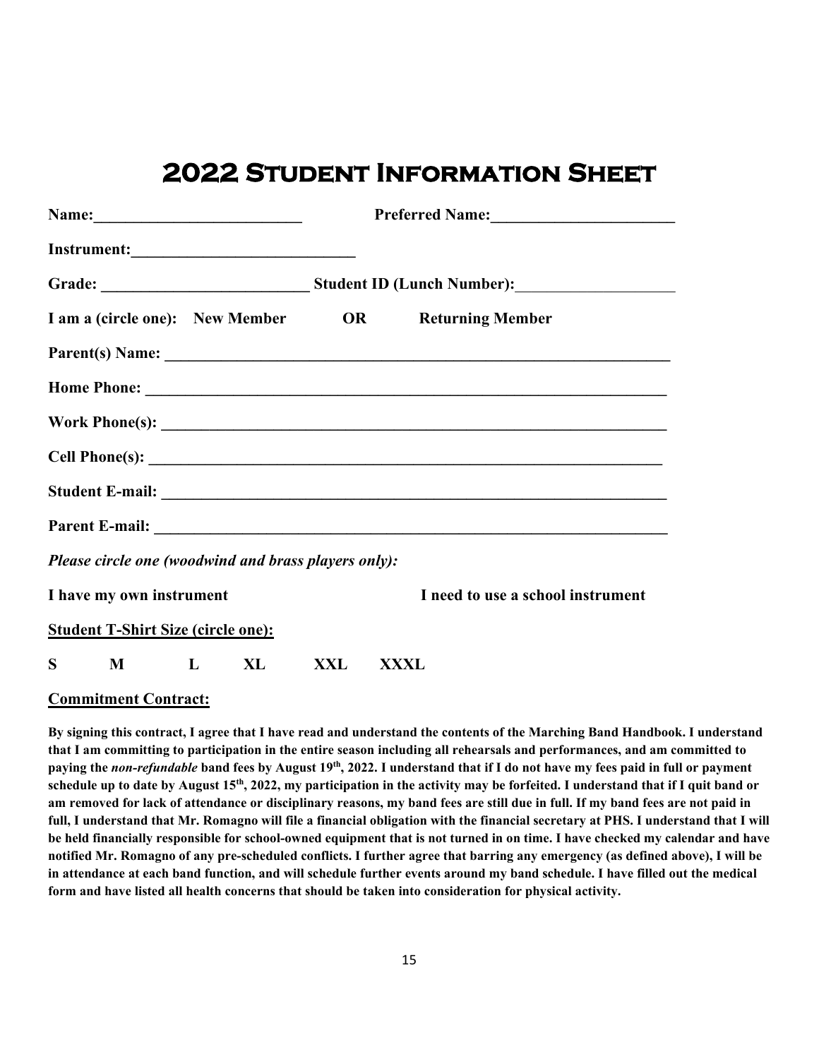# 2022 Student Information Sheet

**Name:**_________________________ **Preferred Name:**______________________

**Instrument:**___________________________

**Grade:** _________________________ **Student ID (Lunch Number):**___________________

**I am a (circle one): New Member OR Returning Member**

**Parent(s) Name:** ______________________________________________________________

**Home Phone:** ______________________________________________________________

**Work Phone(s):** ______________________________________________________________

**Cell Phone(s):** ______________________________________________________________

**Student E-mail:** ______________________________________________________________

**Parent E-mail:** ______________________________________________________________

***Please circle one (woodwind and brass players only):***

**I have my own instrument** **I need to use a school instrument**

**Student T-Shirt Size (circle one):**

**S M L XL XXL XXXL**

**Commitment Contract:**

**By signing this contract, I agree that I have read and understand the contents of the Marching Band Handbook. I understand that I am committing to participation in the entire season including all rehearsals and performances, and am committed to paying the *non-refundable* band fees by August 19th, 2022. I understand that if I do not have my fees paid in full or payment schedule up to date by August 15th, 2022, my participation in the activity may be forfeited. I understand that if I quit band or am removed for lack of attendance or disciplinary reasons, my band fees are still due in full. If my band fees are not paid in full, I understand that Mr. Romagno will file a financial obligation with the financial secretary at PHS. I understand that I will be held financially responsible for school-owned equipment that is not turned in on time. I have checked my calendar and have notified Mr. Romagno of any pre-scheduled conflicts. I further agree that barring any emergency (as defined above), I will be in attendance at each band function, and will schedule further events around my band schedule. I have filled out the medical form and have listed all health concerns that should be taken into consideration for physical activity.**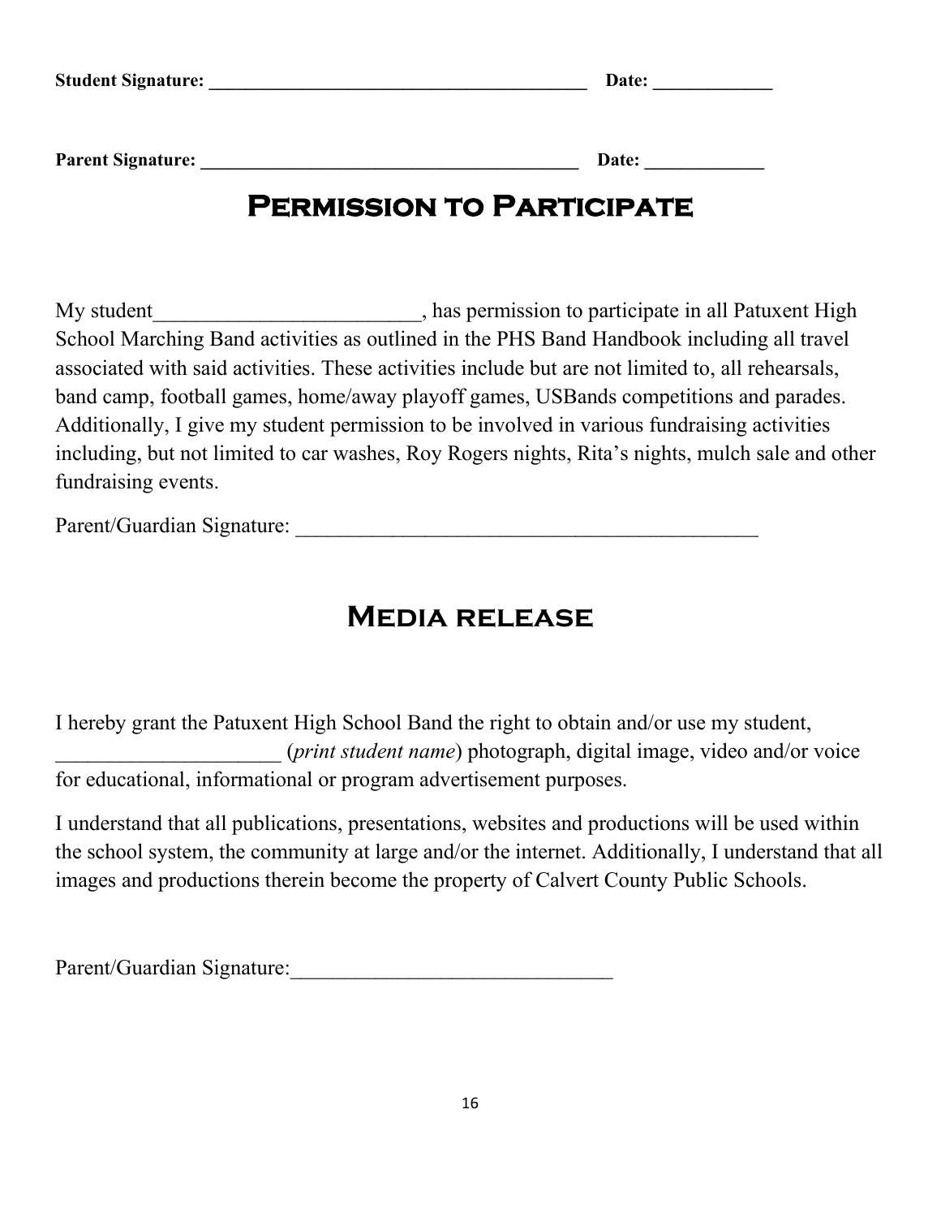**Student Signature: ________________________________________ Date: ____________**

**Parent Signature: ________________________________________ Date: ____________**

# Permission to Participate

My student_________________________, has permission to participate in all Patuxent High School Marching Band activities as outlined in the PHS Band Handbook including all travel associated with said activities. These activities include but are not limited to, all rehearsals, band camp, football games, home/away playoff games, USBands competitions and parades. Additionally, I give my student permission to be involved in various fundraising activities including, but not limited to car washes, Roy Rogers nights, Rita's nights, mulch sale and other fundraising events.

Parent/Guardian Signature: _____________________________________________

# Media release

I hereby grant the Patuxent High School Band the right to obtain and/or use my student, _____________________ (*print student name*) photograph, digital image, video and/or voice for educational, informational or program advertisement purposes.

I understand that all publications, presentations, websites and productions will be used within the school system, the community at large and/or the internet. Additionally, I understand that all images and productions therein become the property of Calvert County Public Schools.

Parent/Guardian Signature:______________________________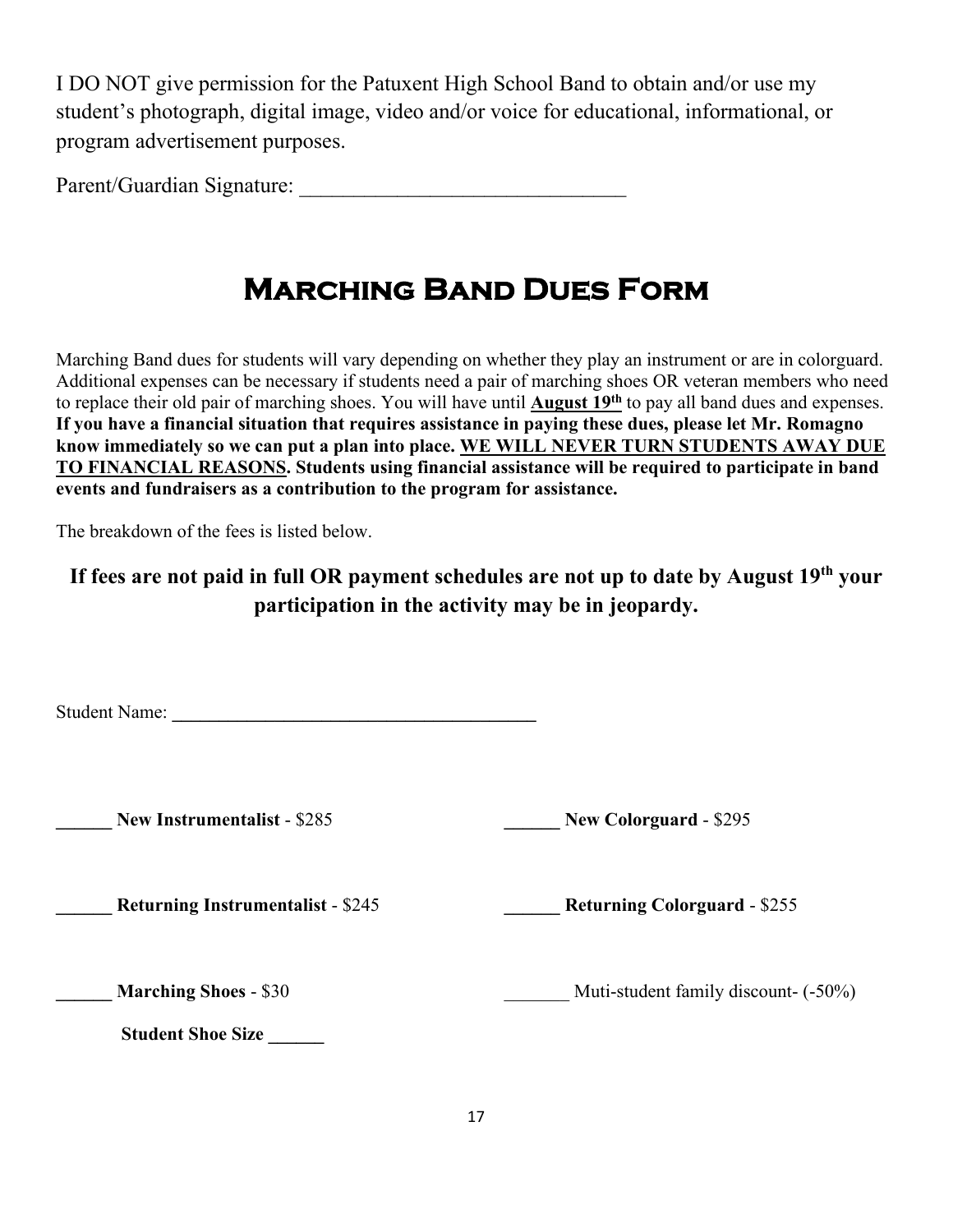I DO NOT give permission for the Patuxent High School Band to obtain and/or use my student's photograph, digital image, video and/or voice for educational, informational, or program advertisement purposes.

Parent/Guardian Signature: ______________________________

# Marching Band Dues Form

Marching Band dues for students will vary depending on whether they play an instrument or are in colorguard. Additional expenses can be necessary if students need a pair of marching shoes OR veteran members who need to replace their old pair of marching shoes. You will have until **August 19th** to pay all band dues and expenses. **If you have a financial situation that requires assistance in paying these dues, please let Mr. Romagno know immediately so we can put a plan into place. WE WILL NEVER TURN STUDENTS AWAY DUE TO FINANCIAL REASONS. Students using financial assistance will be required to participate in band events and fundraisers as a contribution to the program for assistance.**

The breakdown of the fees is listed below.

**If fees are not paid in full OR payment schedules are not up to date by August 19th your participation in the activity may be in jeopardy.**

Student Name: ________________________________________

______ **New Instrumentalist** - $285

______ **New Colorguard** - $295

______ **Returning Instrumentalist** - $245

______ **Returning Colorguard** - $255

______ **Marching Shoes** - $30

**Student Shoe Size ______**

_______ Muti-student family discount- (-50%)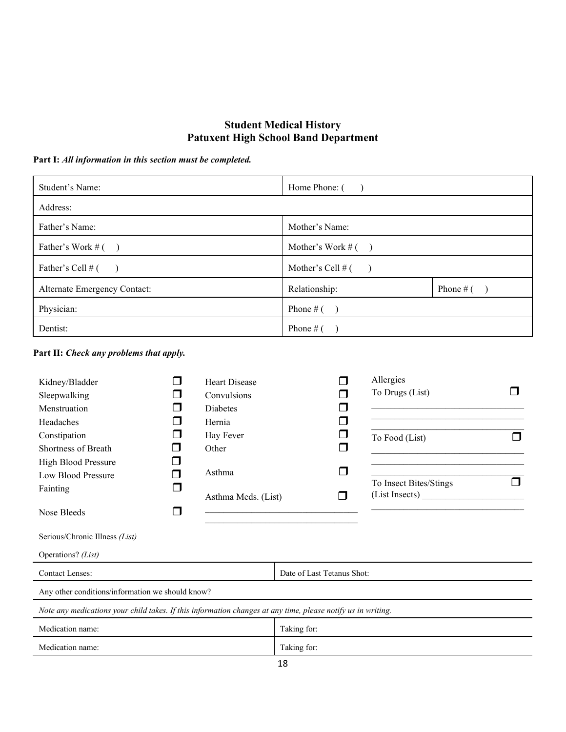## Student Medical History
## Patuxent High School Band Department

**Part I:** ***All information in this section must be completed.***

| Student's Name: | Home Phone: (     ) | |
|---|---|---|
| Address: | | |
| Father's Name: | Mother's Name: | |
| Father's Work # (     ) | Mother's Work # (     ) | |
| Father's Cell # (     ) | Mother's Cell # (     ) | |
| Alternate Emergency Contact: | Relationship: | Phone # (     ) |
| Physician: | Phone # (     ) | |
| Dentist: | Phone # (     ) | |

**Part II:** ***Check any problems that apply.***

- Kidney/Bladder ☐
- Sleepwalking ☐
- Menstruation ☐
- Headaches ☐
- Constipation ☐
- Shortness of Breath ☐
- High Blood Pressure ☐
- Low Blood Pressure ☐
- Fainting ☐
- Nose Bleeds ☐

- Heart Disease ☐
- Convulsions ☐
- Diabetes ☐
- Hernia ☐
- Hay Fever ☐
- Other ☐
- Asthma ☐
- Asthma Meds. (List) ☐ ________________________________

Allergies
- To Drugs (List) ☐ ________________________________
- To Food (List) ☐ ________________________________
- To Insect Bites/Stings ☐ (List Insects) ________________________________

Serious/Chronic Illness *(List)*

Operations? *(List)*

| Contact Lenses: | Date of Last Tetanus Shot: |
|---|---|
| Any other conditions/information we should know? | |
| *Note any medications your child takes. If this information changes at any time, please notify us in writing.* | |
| Medication name: | Taking for: |
| Medication name: | Taking for: |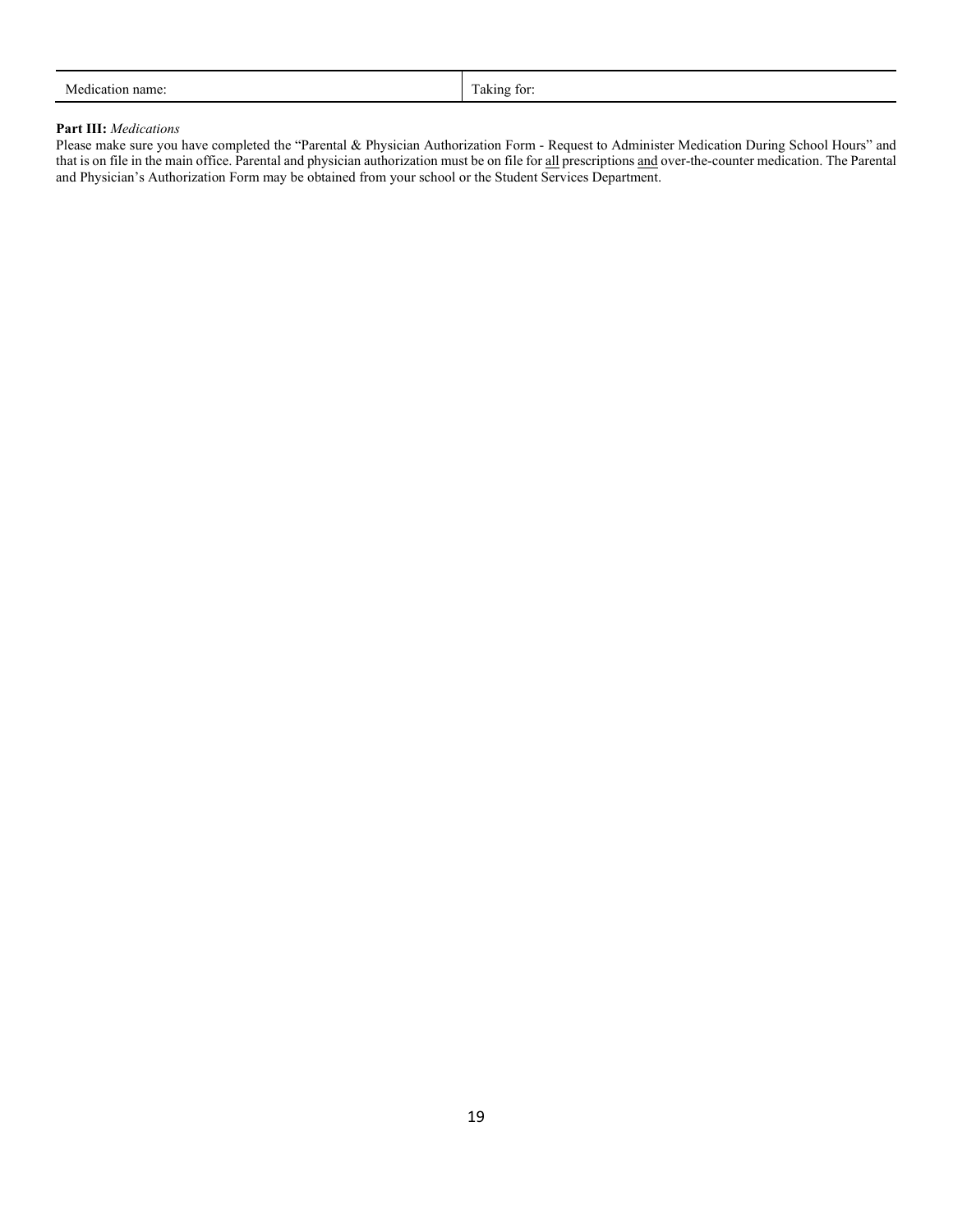| Medication name: | Taking for: |
|---|---|

**Part III:** *Medications*

Please make sure you have completed the "Parental & Physician Authorization Form - Request to Administer Medication During School Hours" and that is on file in the main office. Parental and physician authorization must be on file for all prescriptions and over-the-counter medication. The Parental and Physician's Authorization Form may be obtained from your school or the Student Services Department.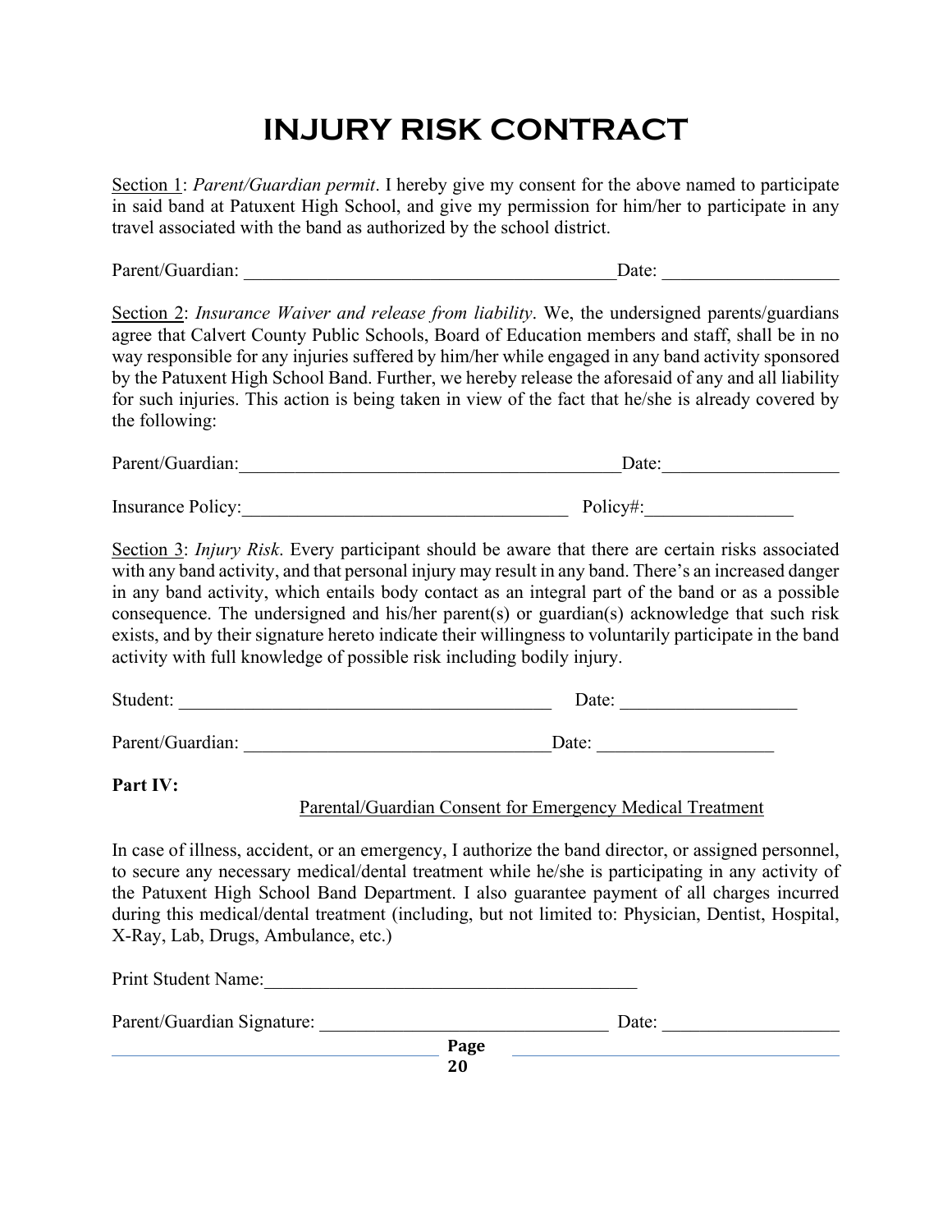# INJURY RISK CONTRACT

<u>Section 1</u>: *Parent/Guardian permit*. I hereby give my consent for the above named to participate in said band at Patuxent High School, and give my permission for him/her to participate in any travel associated with the band as authorized by the school district.

Parent/Guardian: ________________________________________ Date: __________________

<u>Section 2</u>: *Insurance Waiver and release from liability*. We, the undersigned parents/guardians agree that Calvert County Public Schools, Board of Education members and staff, shall be in no way responsible for any injuries suffered by him/her while engaged in any band activity sponsored by the Patuxent High School Band. Further, we hereby release the aforesaid of any and all liability for such injuries. This action is being taken in view of the fact that he/she is already covered by the following:

Parent/Guardian:_________________________________________Date:__________________

Insurance Policy:___________________________________ Policy#:_______________

<u>Section 3</u>: *Injury Risk*. Every participant should be aware that there are certain risks associated with any band activity, and that personal injury may result in any band. There's an increased danger in any band activity, which entails body contact as an integral part of the band or as a possible consequence. The undersigned and his/her parent(s) or guardian(s) acknowledge that such risk exists, and by their signature hereto indicate their willingness to voluntarily participate in the band activity with full knowledge of possible risk including bodily injury.

Student: _________________________________________ Date: __________________

Parent/Guardian: _________________________________Date: __________________

**Part IV:**

<u>Parental/Guardian Consent for Emergency Medical Treatment</u>

In case of illness, accident, or an emergency, I authorize the band director, or assigned personnel, to secure any necessary medical/dental treatment while he/she is participating in any activity of the Patuxent High School Band Department. I also guarantee payment of all charges incurred during this medical/dental treatment (including, but not limited to: Physician, Dentist, Hospital, X-Ray, Lab, Drugs, Ambulance, etc.)

Print Student Name:_________________________________________

Parent/Guardian Signature: ______________________________ Date: __________________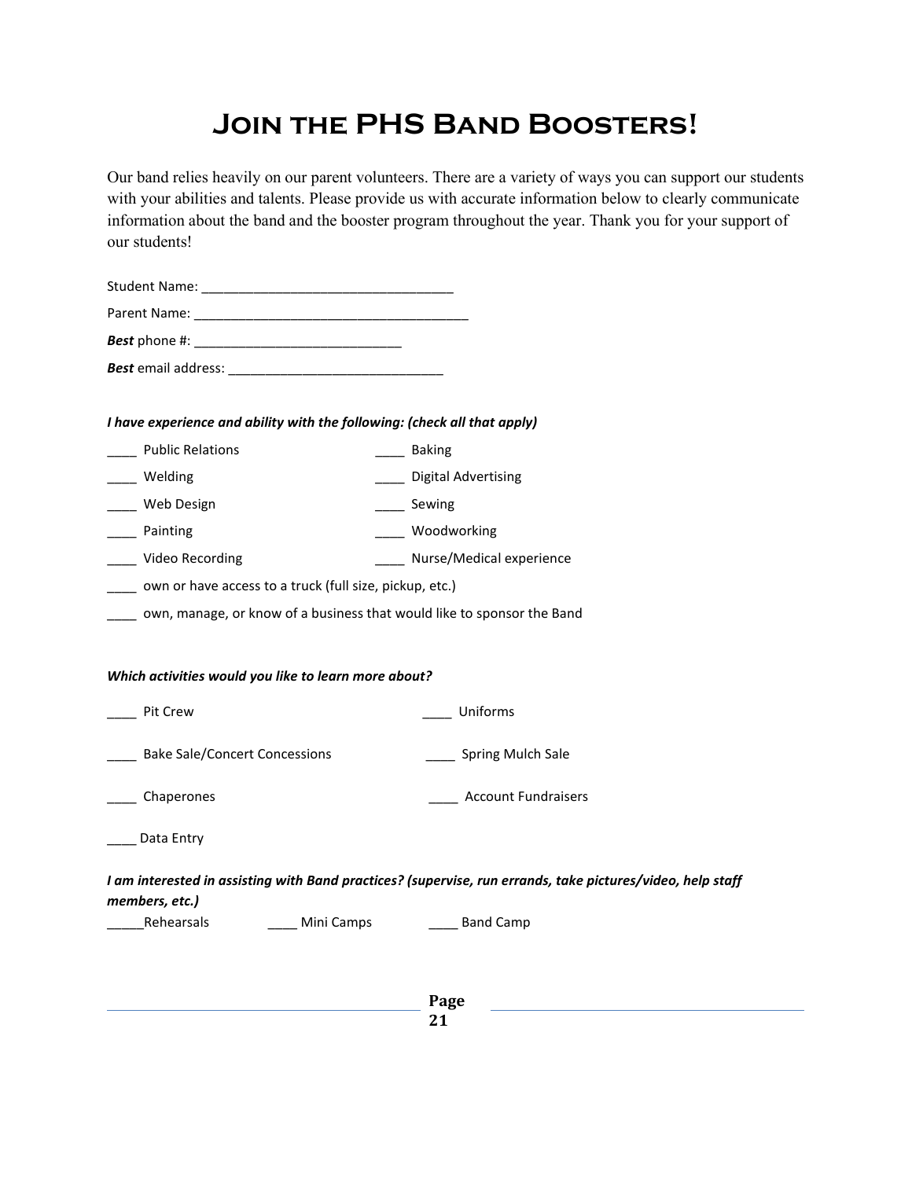# Join the PHS Band Boosters!

Our band relies heavily on our parent volunteers. There are a variety of ways you can support our students with your abilities and talents. Please provide us with accurate information below to clearly communicate information about the band and the booster program throughout the year. Thank you for your support of our students!

Student Name: ___________________________________

Parent Name: ______________________________________

***Best*** phone #: ____________________________

***Best*** email address: _____________________________

***I have experience and ability with the following: (check all that apply)***

____ Public Relations

____ Baking

____ Welding

____ Digital Advertising

____ Web Design

____ Sewing

____ Painting

____ Woodworking

____ Video Recording

____ Nurse/Medical experience

____ own or have access to a truck (full size, pickup, etc.)

____ own, manage, or know of a business that would like to sponsor the Band

***Which activities would you like to learn more about?***

____ Pit Crew

____ Uniforms

____ Bake Sale/Concert Concessions

____ Spring Mulch Sale

____ Chaperones

____ Account Fundraisers

____ Data Entry

***I am interested in assisting with Band practices? (supervise, run errands, take pictures/video, help staff members, etc.)***

_____Rehearsals ____ Mini Camps ____ Band Camp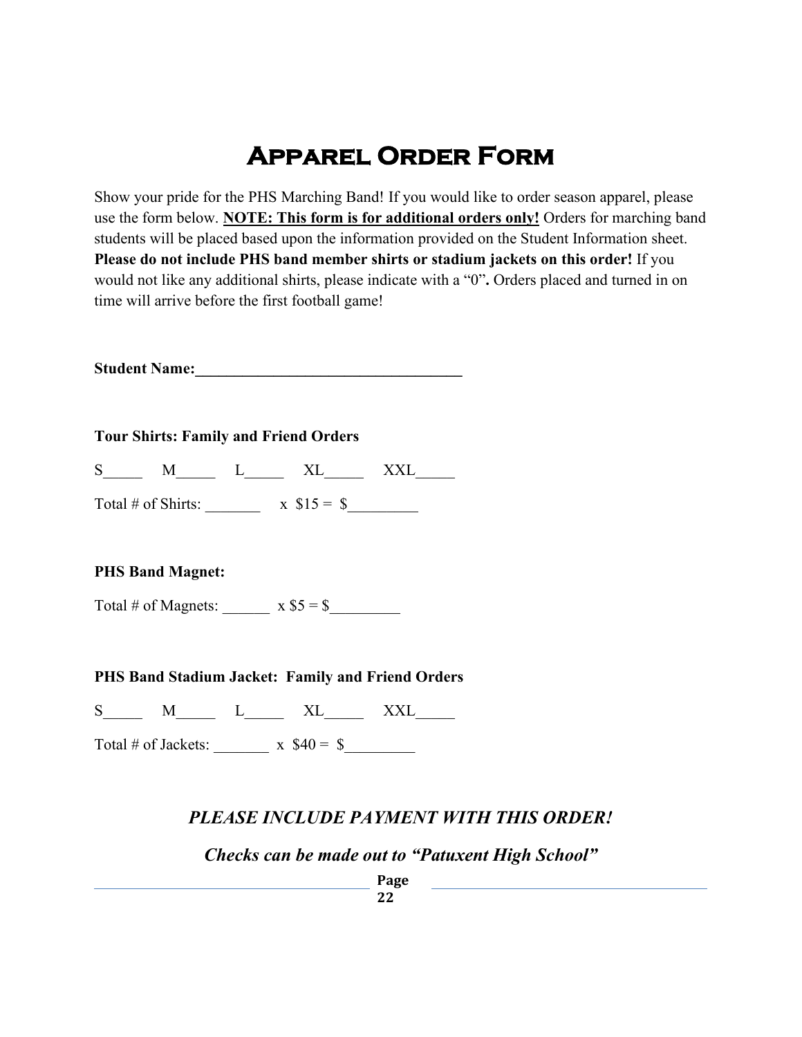# Apparel Order Form

Show your pride for the PHS Marching Band! If you would like to order season apparel, please use the form below. **<u>NOTE: This form is for additional orders only!</u>** Orders for marching band students will be placed based upon the information provided on the Student Information sheet. **Please do not include PHS band member shirts or stadium jackets on this order!** If you would not like any additional shirts, please indicate with a "0"**.** Orders placed and turned in on time will arrive before the first football game!

**Student Name:___________________________________**

**Tour Shirts: Family and Friend Orders**

S_____ M_____ L_____ XL_____ XXL_____

Total # of Shirts: _______ x $15 = $_________

**PHS Band Magnet:**

Total # of Magnets: ______ x $5 = $_________

**PHS Band Stadium Jacket: Family and Friend Orders**

S_____ M_____ L_____ XL_____ XXL_____

Total # of Jackets: _______ x $40 = $_________

***PLEASE INCLUDE PAYMENT WITH THIS ORDER!***

***Checks can be made out to "Patuxent High School"***